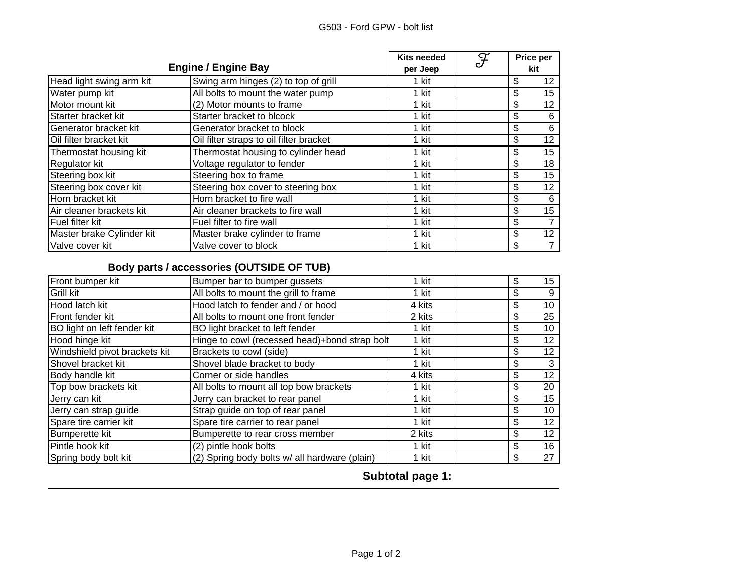# G503 - Ford GPW - bolt list

| Engine / Engine Bay | | Kits needed per Jeep | $\mathcal{F}$ | Price per kit |
|---|---|---|---|---|
| Head light swing arm kit | Swing arm hinges (2) to top of grill | 1 kit | | $ 12 |
| Water pump kit | All bolts to mount the water pump | 1 kit | | $ 15 |
| Motor mount kit | (2) Motor mounts to frame | 1 kit | | $ 12 |
| Starter bracket kit | Starter bracket to blcock | 1 kit | | $ 6 |
| Generator bracket kit | Generator bracket to block | 1 kit | | $ 6 |
| Oil filter bracket kit | Oil filter straps to oil filter bracket | 1 kit | | $ 12 |
| Thermostat housing kit | Thermostat housing to cylinder head | 1 kit | | $ 15 |
| Regulator kit | Voltage regulator to fender | 1 kit | | $ 18 |
| Steering box kit | Steering box to frame | 1 kit | | $ 15 |
| Steering box cover kit | Steering box cover to steering box | 1 kit | | $ 12 |
| Horn bracket kit | Horn bracket to fire wall | 1 kit | | $ 6 |
| Air cleaner brackets kit | Air cleaner brackets to fire wall | 1 kit | | $ 15 |
| Fuel filter kit | Fuel filter to fire wall | 1 kit | | $ 7 |
| Master brake Cylinder kit | Master brake cylinder to frame | 1 kit | | $ 12 |
| Valve cover kit | Valve cover to block | 1 kit | | $ 7 |

## Body parts / accessories (OUTSIDE OF TUB)

| Item | Description | Kits needed per Jeep | $\mathcal{F}$ | Price per kit |
|---|---|---|---|---|
| Front bumper kit | Bumper bar to bumper gussets | 1 kit | | $ 15 |
| Grill kit | All bolts to mount the grill to frame | 1 kit | | $ 9 |
| Hood latch kit | Hood latch to fender and / or hood | 4 kits | | $ 10 |
| Front fender kit | All bolts to mount one front fender | 2 kits | | $ 25 |
| BO light on left fender kit | BO light bracket to left fender | 1 kit | | $ 10 |
| Hood hinge kit | Hinge to cowl (recessed head)+bond strap bolt | 1 kit | | $ 12 |
| Windshield pivot brackets kit | Brackets to cowl (side) | 1 kit | | $ 12 |
| Shovel bracket kit | Shovel blade bracket to body | 1 kit | | $ 3 |
| Body handle kit | Corner or side handles | 4 kits | | $ 12 |
| Top bow brackets kit | All bolts to mount all top bow brackets | 1 kit | | $ 20 |
| Jerry can kit | Jerry can bracket to rear panel | 1 kit | | $ 15 |
| Jerry can strap guide | Strap guide on top of rear panel | 1 kit | | $ 10 |
| Spare tire carrier kit | Spare tire carrier to rear panel | 1 kit | | $ 12 |
| Bumperette kit | Bumperette to rear cross member | 2 kits | | $ 12 |
| Pintle hook kit | (2) pintle hook bolts | 1 kit | | $ 16 |
| Spring body bolt kit | (2) Spring body bolts w/ all hardware (plain) | 1 kit | | $ 27 |

**Subtotal page 1:**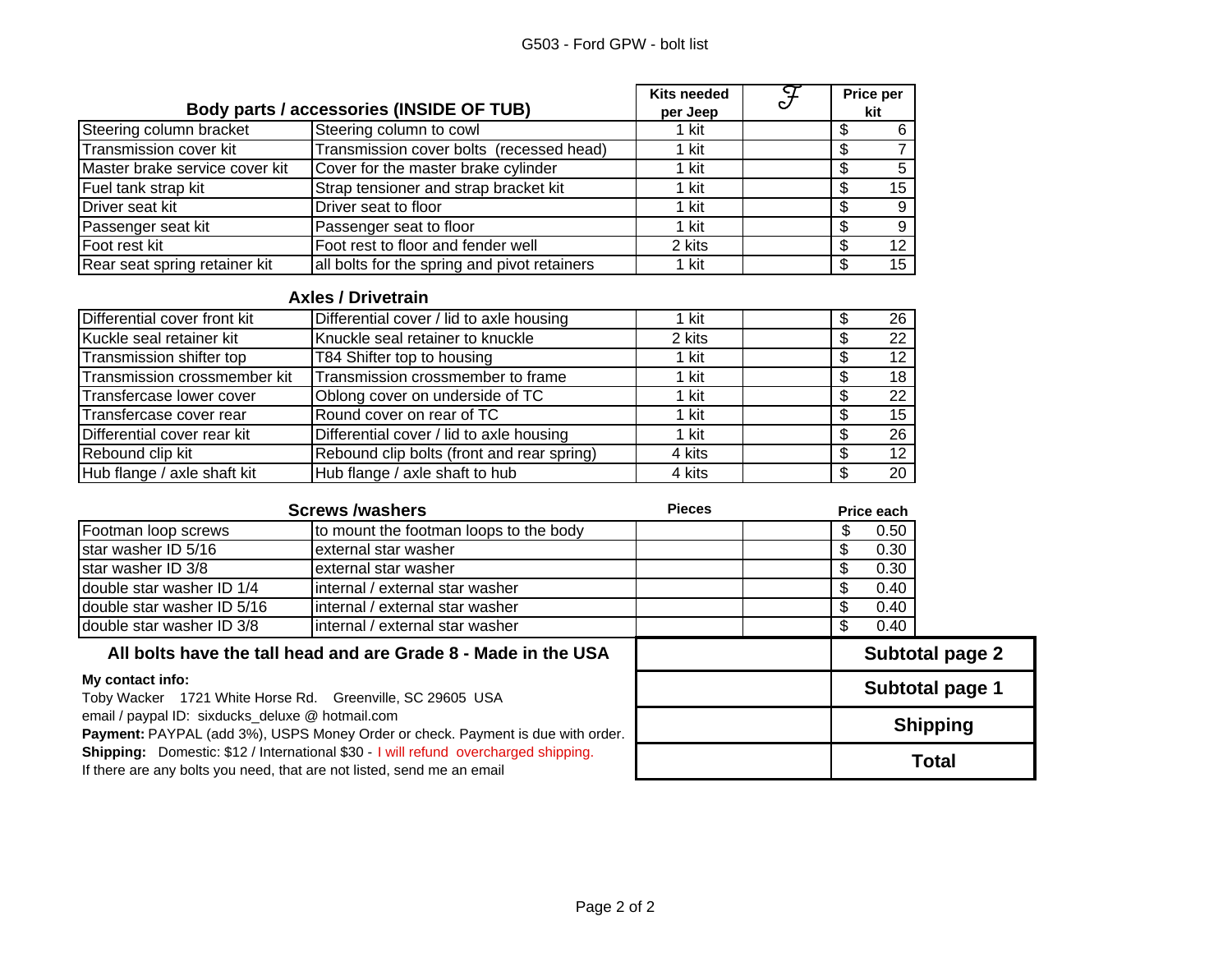G503 - Ford GPW - bolt list

| Body parts / accessories (INSIDE OF TUB) | | Kits needed per Jeep | ℱ | Price per kit |
|---|---|---|---|---|
| Steering column bracket | Steering column to cowl | 1 kit | | $ 6 |
| Transmission cover kit | Transmission cover bolts (recessed head) | 1 kit | | $ 7 |
| Master brake service cover kit | Cover for the master brake cylinder | 1 kit | | $ 5 |
| Fuel tank strap kit | Strap tensioner and strap bracket kit | 1 kit | | $ 15 |
| Driver seat kit | Driver seat to floor | 1 kit | | $ 9 |
| Passenger seat kit | Passenger seat to floor | 1 kit | | $ 9 |
| Foot rest kit | Foot rest to floor and fender well | 2 kits | | $ 12 |
| Rear seat spring retainer kit | all bolts for the spring and pivot retainers | 1 kit | | $ 15 |

| Axles / Drivetrain | | | | |
|---|---|---|---|---|
| Differential cover front kit | Differential cover / lid to axle housing | 1 kit | | $ 26 |
| Kuckle seal retainer kit | Knuckle seal retainer to knuckle | 2 kits | | $ 22 |
| Transmission shifter top | T84 Shifter top to housing | 1 kit | | $ 12 |
| Transmission crossmember kit | Transmission crossmember to frame | 1 kit | | $ 18 |
| Transfercase lower cover | Oblong cover on underside of TC | 1 kit | | $ 22 |
| Transfercase cover rear | Round cover on rear of TC | 1 kit | | $ 15 |
| Differential cover rear kit | Differential cover / lid to axle housing | 1 kit | | $ 26 |
| Rebound clip kit | Rebound clip bolts (front and rear spring) | 4 kits | | $ 12 |
| Hub flange / axle shaft kit | Hub flange / axle shaft to hub | 4 kits | | $ 20 |

| Screws /washers | | Pieces | | Price each |
|---|---|---|---|---|
| Footman loop screws | to mount the footman loops to the body | | | $ 0.50 |
| star washer ID 5/16 | external star washer | | | $ 0.30 |
| star washer ID 3/8 | external star washer | | | $ 0.30 |
| double star washer ID 1/4 | internal / external star washer | | | $ 0.40 |
| double star washer ID 5/16 | internal / external star washer | | | $ 0.40 |
| double star washer ID 3/8 | internal / external star washer | | | $ 0.40 |

**All bolts have the tall head and are Grade 8 - Made in the USA**

| | |
|---|---|
| | **Subtotal page 2** |
| | **Subtotal page 1** |
| | **Shipping** |
| | **Total** |

**My contact info:**
Toby Wacker 1721 White Horse Rd. Greenville, SC 29605 USA
email / paypal ID: sixducks_deluxe @ hotmail.com
**Payment:** PAYPAL (add 3%), USPS Money Order or check. Payment is due with order.
**Shipping:** Domestic: $12 / International $30 - I will refund overcharged shipping.
If there are any bolts you need, that are not listed, send me an email